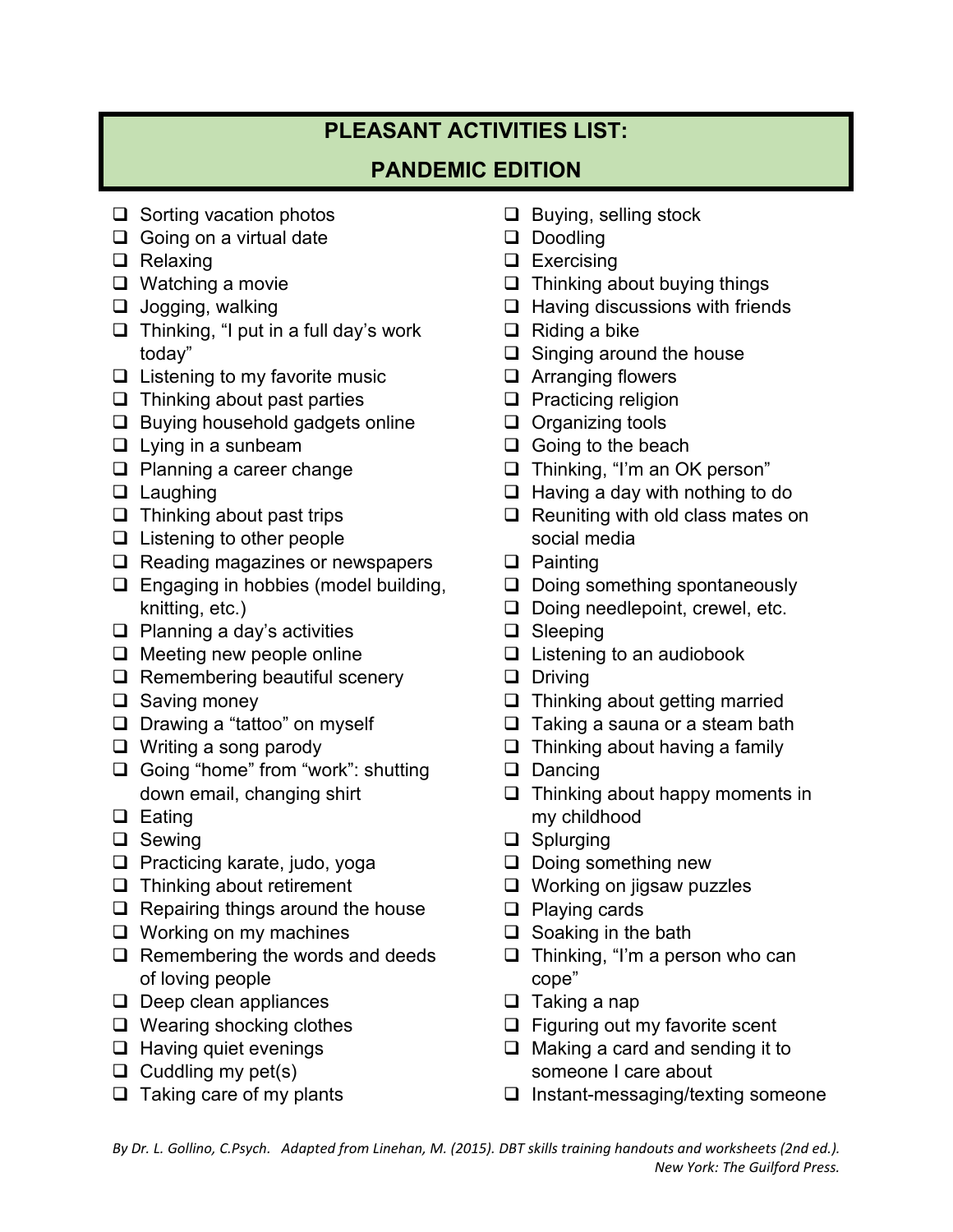# PLEASANT ACTIVITIES LIST:
# PANDEMIC EDITION

- [ ] Sorting vacation photos
- [ ] Going on a virtual date
- [ ] Relaxing
- [ ] Watching a movie
- [ ] Jogging, walking
- [ ] Thinking, "I put in a full day's work today"
- [ ] Listening to my favorite music
- [ ] Thinking about past parties
- [ ] Buying household gadgets online
- [ ] Lying in a sunbeam
- [ ] Planning a career change
- [ ] Laughing
- [ ] Thinking about past trips
- [ ] Listening to other people
- [ ] Reading magazines or newspapers
- [ ] Engaging in hobbies (model building, knitting, etc.)
- [ ] Planning a day's activities
- [ ] Meeting new people online
- [ ] Remembering beautiful scenery
- [ ] Saving money
- [ ] Drawing a "tattoo" on myself
- [ ] Writing a song parody
- [ ] Going "home" from "work": shutting down email, changing shirt
- [ ] Eating
- [ ] Sewing
- [ ] Practicing karate, judo, yoga
- [ ] Thinking about retirement
- [ ] Repairing things around the house
- [ ] Working on my machines
- [ ] Remembering the words and deeds of loving people
- [ ] Deep clean appliances
- [ ] Wearing shocking clothes
- [ ] Having quiet evenings
- [ ] Cuddling my pet(s)
- [ ] Taking care of my plants
- [ ] Buying, selling stock
- [ ] Doodling
- [ ] Exercising
- [ ] Thinking about buying things
- [ ] Having discussions with friends
- [ ] Riding a bike
- [ ] Singing around the house
- [ ] Arranging flowers
- [ ] Practicing religion
- [ ] Organizing tools
- [ ] Going to the beach
- [ ] Thinking, "I'm an OK person"
- [ ] Having a day with nothing to do
- [ ] Reuniting with old class mates on social media
- [ ] Painting
- [ ] Doing something spontaneously
- [ ] Doing needlepoint, crewel, etc.
- [ ] Sleeping
- [ ] Listening to an audiobook
- [ ] Driving
- [ ] Thinking about getting married
- [ ] Taking a sauna or a steam bath
- [ ] Thinking about having a family
- [ ] Dancing
- [ ] Thinking about happy moments in my childhood
- [ ] Splurging
- [ ] Doing something new
- [ ] Working on jigsaw puzzles
- [ ] Playing cards
- [ ] Soaking in the bath
- [ ] Thinking, "I'm a person who can cope"
- [ ] Taking a nap
- [ ] Figuring out my favorite scent
- [ ] Making a card and sending it to someone I care about
- [ ] Instant-messaging/texting someone

*By Dr. L. Gollino, C.Psych. Adapted from Linehan, M. (2015). DBT skills training handouts and worksheets (2nd ed.). New York: The Guilford Press.*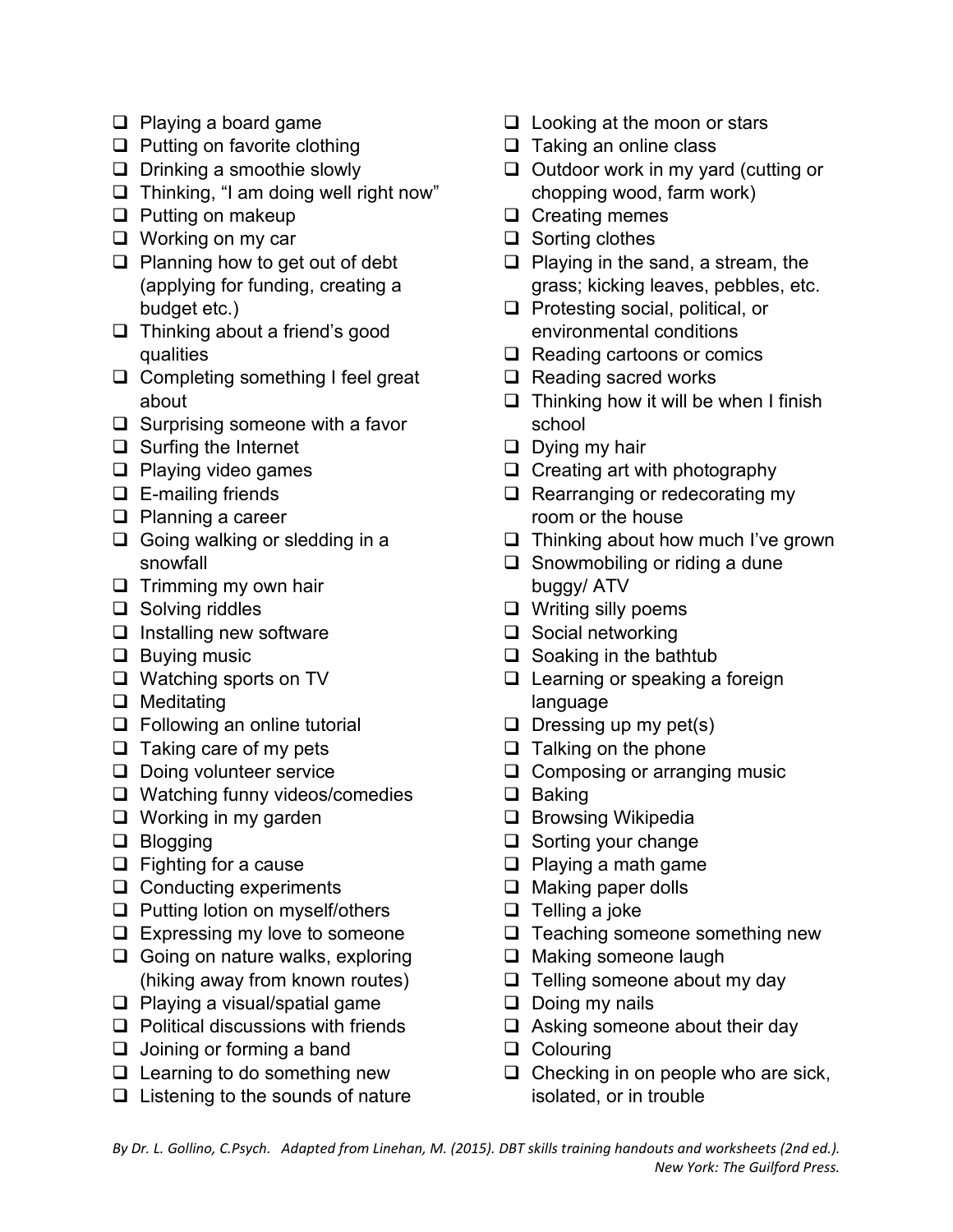- [ ] Playing a board game
- [ ] Putting on favorite clothing
- [ ] Drinking a smoothie slowly
- [ ] Thinking, "I am doing well right now"
- [ ] Putting on makeup
- [ ] Working on my car
- [ ] Planning how to get out of debt (applying for funding, creating a budget etc.)
- [ ] Thinking about a friend's good qualities
- [ ] Completing something I feel great about
- [ ] Surprising someone with a favor
- [ ] Surfing the Internet
- [ ] Playing video games
- [ ] E-mailing friends
- [ ] Planning a career
- [ ] Going walking or sledding in a snowfall
- [ ] Trimming my own hair
- [ ] Solving riddles
- [ ] Installing new software
- [ ] Buying music
- [ ] Watching sports on TV
- [ ] Meditating
- [ ] Following an online tutorial
- [ ] Taking care of my pets
- [ ] Doing volunteer service
- [ ] Watching funny videos/comedies
- [ ] Working in my garden
- [ ] Blogging
- [ ] Fighting for a cause
- [ ] Conducting experiments
- [ ] Putting lotion on myself/others
- [ ] Expressing my love to someone
- [ ] Going on nature walks, exploring (hiking away from known routes)
- [ ] Playing a visual/spatial game
- [ ] Political discussions with friends
- [ ] Joining or forming a band
- [ ] Learning to do something new
- [ ] Listening to the sounds of nature
- [ ] Looking at the moon or stars
- [ ] Taking an online class
- [ ] Outdoor work in my yard (cutting or chopping wood, farm work)
- [ ] Creating memes
- [ ] Sorting clothes
- [ ] Playing in the sand, a stream, the grass; kicking leaves, pebbles, etc.
- [ ] Protesting social, political, or environmental conditions
- [ ] Reading cartoons or comics
- [ ] Reading sacred works
- [ ] Thinking how it will be when I finish school
- [ ] Dying my hair
- [ ] Creating art with photography
- [ ] Rearranging or redecorating my room or the house
- [ ] Thinking about how much I've grown
- [ ] Snowmobiling or riding a dune buggy/ ATV
- [ ] Writing silly poems
- [ ] Social networking
- [ ] Soaking in the bathtub
- [ ] Learning or speaking a foreign language
- [ ] Dressing up my pet(s)
- [ ] Talking on the phone
- [ ] Composing or arranging music
- [ ] Baking
- [ ] Browsing Wikipedia
- [ ] Sorting your change
- [ ] Playing a math game
- [ ] Making paper dolls
- [ ] Telling a joke
- [ ] Teaching someone something new
- [ ] Making someone laugh
- [ ] Telling someone about my day
- [ ] Doing my nails
- [ ] Asking someone about their day
- [ ] Colouring
- [ ] Checking in on people who are sick, isolated, or in trouble

*By Dr. L. Gollino, C.Psych. Adapted from Linehan, M. (2015). DBT skills training handouts and worksheets (2nd ed.). New York: The Guilford Press.*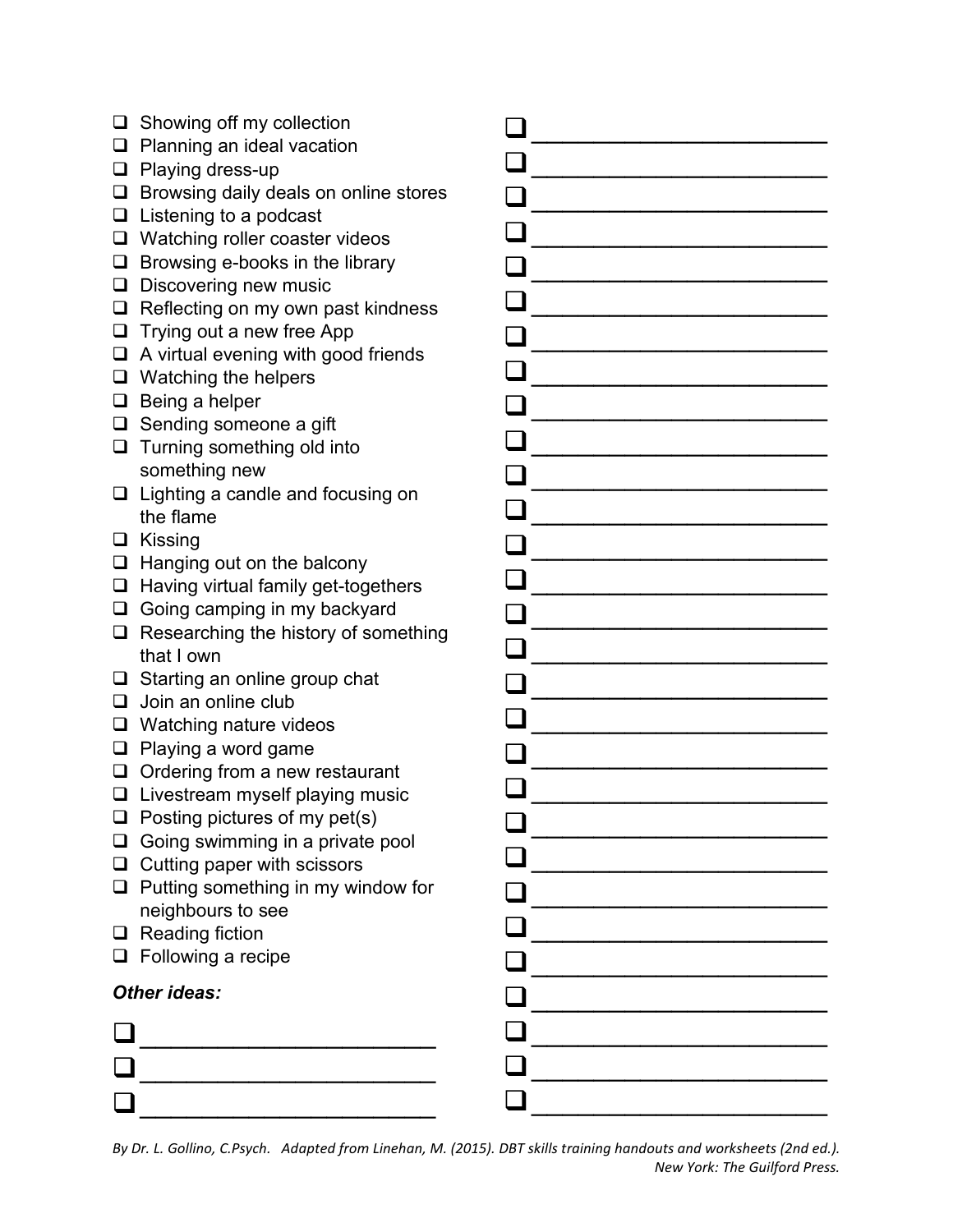- [ ] Showing off my collection
- [ ] Planning an ideal vacation
- [ ] Playing dress-up
- [ ] Browsing daily deals on online stores
- [ ] Listening to a podcast
- [ ] Watching roller coaster videos
- [ ] Browsing e-books in the library
- [ ] Discovering new music
- [ ] Reflecting on my own past kindness
- [ ] Trying out a new free App
- [ ] A virtual evening with good friends
- [ ] Watching the helpers
- [ ] Being a helper
- [ ] Sending someone a gift
- [ ] Turning something old into something new
- [ ] Lighting a candle and focusing on the flame
- [ ] Kissing
- [ ] Hanging out on the balcony
- [ ] Having virtual family get-togethers
- [ ] Going camping in my backyard
- [ ] Researching the history of something that I own
- [ ] Starting an online group chat
- [ ] Join an online club
- [ ] Watching nature videos
- [ ] Playing a word game
- [ ] Ordering from a new restaurant
- [ ] Livestream myself playing music
- [ ] Posting pictures of my pet(s)
- [ ] Going swimming in a private pool
- [ ] Cutting paper with scissors
- [ ] Putting something in my window for neighbours to see
- [ ] Reading fiction
- [ ] Following a recipe

***Other ideas:***

- [ ] ___________________________
- [ ] ___________________________
- [ ] ___________________________
- [ ] ___________________________
- [ ] ___________________________
- [ ] ___________________________
- [ ] ___________________________
- [ ] ___________________________
- [ ] ___________________________
- [ ] ___________________________
- [ ] ___________________________
- [ ] ___________________________
- [ ] ___________________________
- [ ] ___________________________
- [ ] ___________________________
- [ ] ___________________________
- [ ] ___________________________
- [ ] ___________________________
- [ ] ___________________________
- [ ] ___________________________
- [ ] ___________________________
- [ ] ___________________________
- [ ] ___________________________
- [ ] ___________________________
- [ ] ___________________________
- [ ] ___________________________
- [ ] ___________________________
- [ ] ___________________________
- [ ] ___________________________
- [ ] ___________________________
- [ ] ___________________________
- [ ] ___________________________
- [ ] ___________________________

*By Dr. L. Gollino, C.Psych. Adapted from Linehan, M. (2015). DBT skills training handouts and worksheets (2nd ed.). New York: The Guilford Press.*